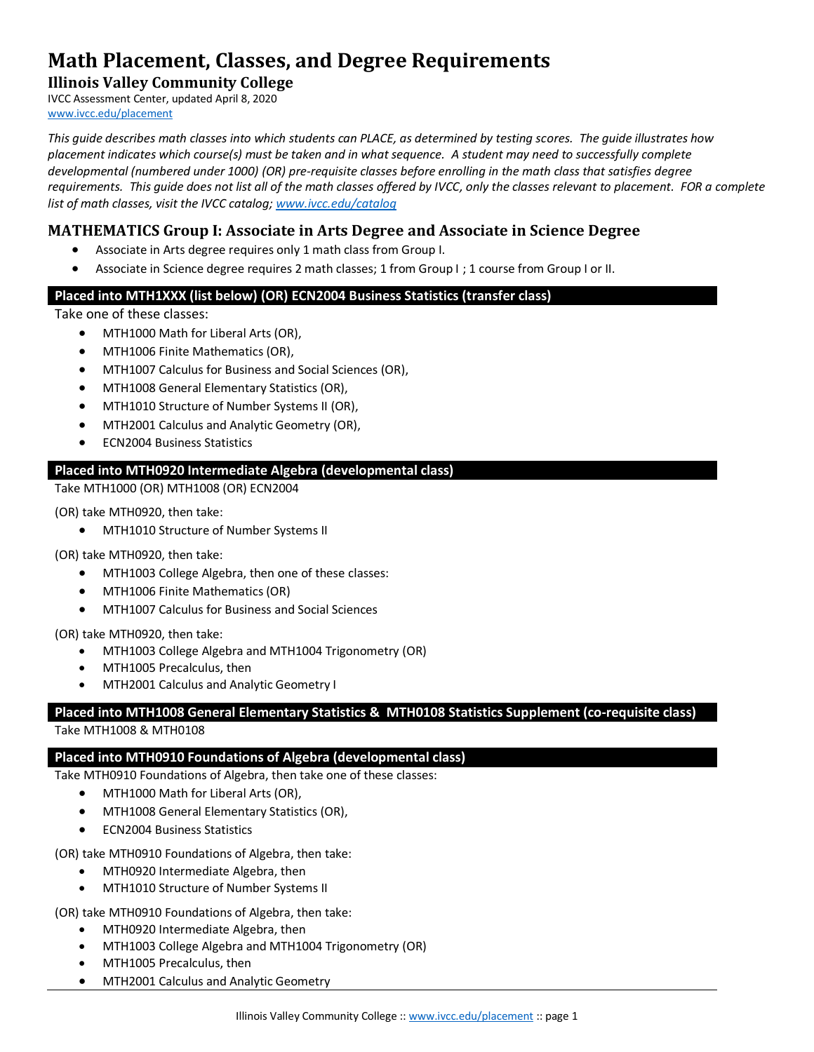# Math Placement, Classes, and Degree Requirements

## Illinois Valley Community College

IVCC Assessment Center, updated April 8, 2020

www.ivcc.edu/placement

*This guide describes math classes into which students can PLACE, as determined by testing scores. The guide illustrates how placement indicates which course(s) must be taken and in what sequence. A student may need to successfully complete developmental (numbered under 1000) (OR) pre-requisite classes before enrolling in the math class that satisfies degree requirements. This guide does not list all of the math classes offered by IVCC, only the classes relevant to placement. FOR a complete list of math classes, visit the IVCC catalog; www.ivcc.edu/catalog*

## MATHEMATICS Group I: Associate in Arts Degree and Associate in Science Degree

- Associate in Arts degree requires only 1 math class from Group I.
- Associate in Science degree requires 2 math classes; 1 from Group I ; 1 course from Group I or II.

### Placed into MTH1XXX (list below) (OR) ECN2004 Business Statistics (transfer class)

Take one of these classes:

- MTH1000 Math for Liberal Arts (OR),
- MTH1006 Finite Mathematics (OR),
- MTH1007 Calculus for Business and Social Sciences (OR),
- MTH1008 General Elementary Statistics (OR),
- MTH1010 Structure of Number Systems II (OR),
- MTH2001 Calculus and Analytic Geometry (OR),
- ECN2004 Business Statistics

### Placed into MTH0920 Intermediate Algebra (developmental class)

Take MTH1000 (OR) MTH1008 (OR) ECN2004

(OR) take MTH0920, then take:

- MTH1010 Structure of Number Systems II

(OR) take MTH0920, then take:

- MTH1003 College Algebra, then one of these classes:
- MTH1006 Finite Mathematics (OR)
- MTH1007 Calculus for Business and Social Sciences

(OR) take MTH0920, then take:

- MTH1003 College Algebra and MTH1004 Trigonometry (OR)
- MTH1005 Precalculus, then
- MTH2001 Calculus and Analytic Geometry I

### Placed into MTH1008 General Elementary Statistics & MTH0108 Statistics Supplement (co-requisite class)

Take MTH1008 & MTH0108

### Placed into MTH0910 Foundations of Algebra (developmental class)

Take MTH0910 Foundations of Algebra, then take one of these classes:

- MTH1000 Math for Liberal Arts (OR),
- MTH1008 General Elementary Statistics (OR),
- ECN2004 Business Statistics

(OR) take MTH0910 Foundations of Algebra, then take:

- MTH0920 Intermediate Algebra, then
- MTH1010 Structure of Number Systems II

(OR) take MTH0910 Foundations of Algebra, then take:

- MTH0920 Intermediate Algebra, then
- MTH1003 College Algebra and MTH1004 Trigonometry (OR)
- MTH1005 Precalculus, then
- MTH2001 Calculus and Analytic Geometry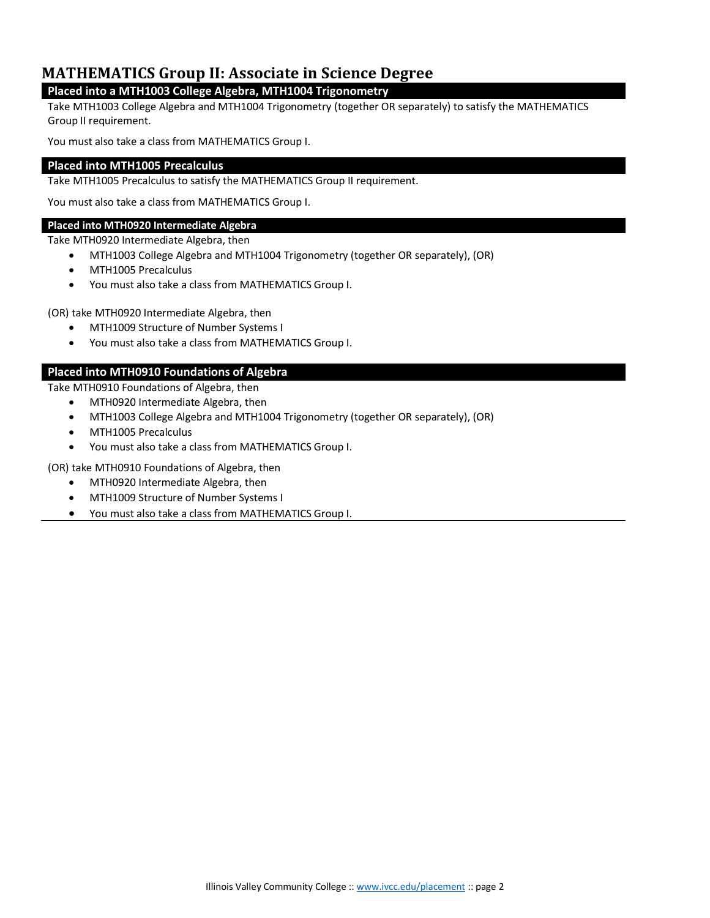# MATHEMATICS Group II: Associate in Science Degree

## Placed into a MTH1003 College Algebra, MTH1004 Trigonometry

Take MTH1003 College Algebra and MTH1004 Trigonometry (together OR separately) to satisfy the MATHEMATICS Group II requirement.

You must also take a class from MATHEMATICS Group I.

## Placed into MTH1005 Precalculus

Take MTH1005 Precalculus to satisfy the MATHEMATICS Group II requirement.

You must also take a class from MATHEMATICS Group I.

## Placed into MTH0920 Intermediate Algebra

Take MTH0920 Intermediate Algebra, then

- MTH1003 College Algebra and MTH1004 Trigonometry (together OR separately), (OR)
- MTH1005 Precalculus
- You must also take a class from MATHEMATICS Group I.

(OR) take MTH0920 Intermediate Algebra, then

- MTH1009 Structure of Number Systems I
- You must also take a class from MATHEMATICS Group I.

## Placed into MTH0910 Foundations of Algebra

Take MTH0910 Foundations of Algebra, then

- MTH0920 Intermediate Algebra, then
- MTH1003 College Algebra and MTH1004 Trigonometry (together OR separately), (OR)
- MTH1005 Precalculus
- You must also take a class from MATHEMATICS Group I.

(OR) take MTH0910 Foundations of Algebra, then

- MTH0920 Intermediate Algebra, then
- MTH1009 Structure of Number Systems I
- You must also take a class from MATHEMATICS Group I.